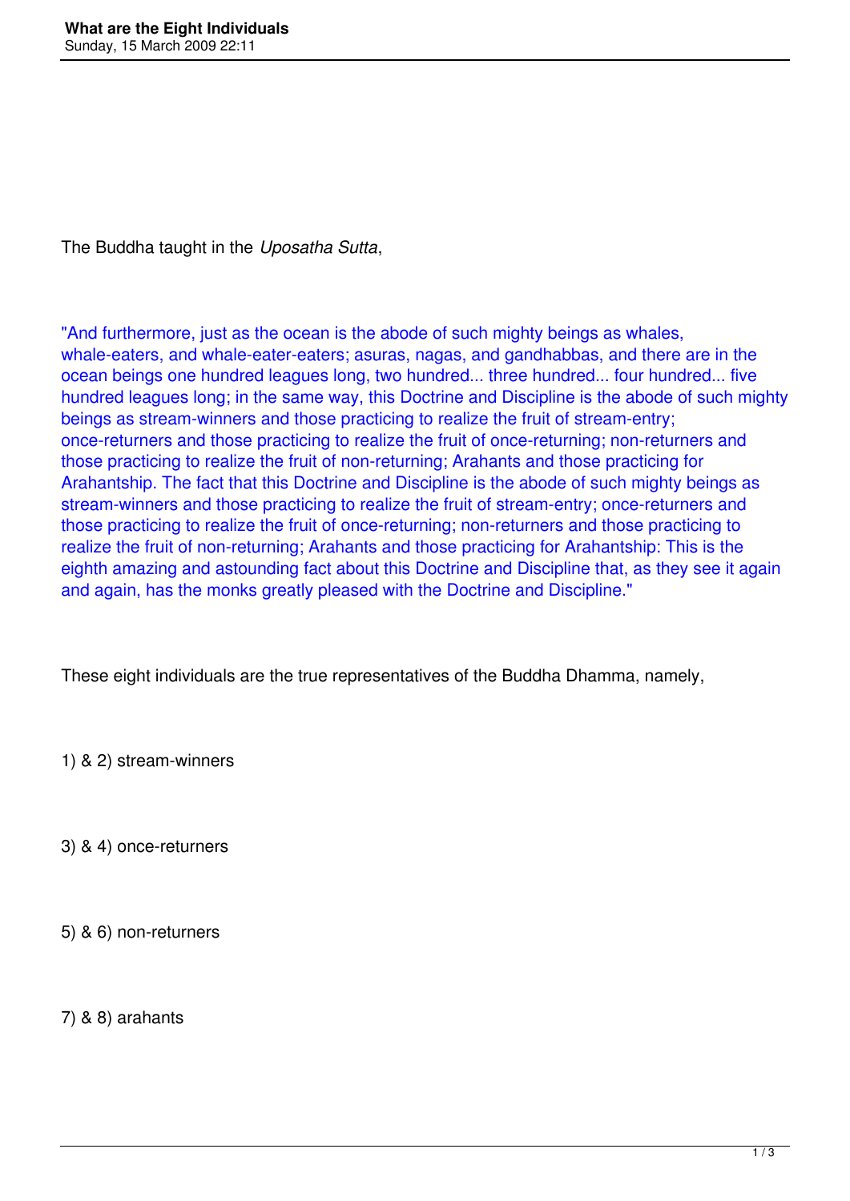The Buddha taught in the *Uposatha Sutta*,

"And furthermore, just as the ocean is the abode of such mighty beings as whales, whale-eaters, and whale-eater-eaters; asuras, nagas, and gandhabbas, and there are in the ocean beings one hundred leagues long, two hundred... three hundred... four hundred... five hundred leagues long; in the same way, this Doctrine and Discipline is the abode of such mighty beings as stream-winners and those practicing to realize the fruit of stream-entry; once-returners and those practicing to realize the fruit of once-returning; non-returners and those practicing to realize the fruit of non-returning; Arahants and those practicing for Arahantship. The fact that this Doctrine and Discipline is the abode of such mighty beings as stream-winners and those practicing to realize the fruit of stream-entry; once-returners and those practicing to realize the fruit of once-returning; non-returners and those practicing to realize the fruit of non-returning; Arahants and those practicing for Arahantship: This is the eighth amazing and astounding fact about this Doctrine and Discipline that, as they see it again and again, has the monks greatly pleased with the Doctrine and Discipline."

These eight individuals are the true representatives of the Buddha Dhamma, namely,

1) & 2) stream-winners

3) & 4) once-returners

5) & 6) non-returners

7) & 8) arahants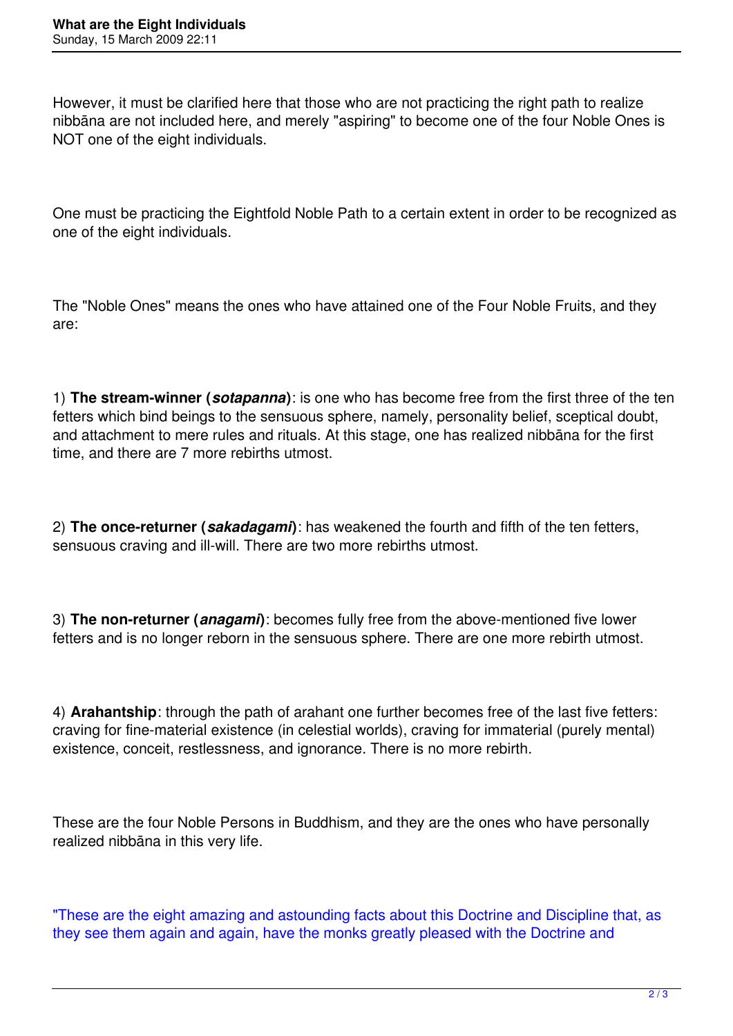However, it must be clarified here that those who are not practicing the right path to realize nibbāna are not included here, and merely "aspiring" to become one of the four Noble Ones is NOT one of the eight individuals.

One must be practicing the Eightfold Noble Path to a certain extent in order to be recognized as one of the eight individuals.

The "Noble Ones" means the ones who have attained one of the Four Noble Fruits, and they are:

1) **The stream-winner (*sotapanna*)**: is one who has become free from the first three of the ten fetters which bind beings to the sensuous sphere, namely, personality belief, sceptical doubt, and attachment to mere rules and rituals. At this stage, one has realized nibbāna for the first time, and there are 7 more rebirths utmost.

2) **The once-returner (*sakadagami*)**: has weakened the fourth and fifth of the ten fetters, sensuous craving and ill-will. There are two more rebirths utmost.

3) **The non-returner (*anagami*)**: becomes fully free from the above-mentioned five lower fetters and is no longer reborn in the sensuous sphere. There are one more rebirth utmost.

4) **Arahantship**: through the path of arahant one further becomes free of the last five fetters: craving for fine-material existence (in celestial worlds), craving for immaterial (purely mental) existence, conceit, restlessness, and ignorance. There is no more rebirth.

These are the four Noble Persons in Buddhism, and they are the ones who have personally realized nibbāna in this very life.

"These are the eight amazing and astounding facts about this Doctrine and Discipline that, as they see them again and again, have the monks greatly pleased with the Doctrine and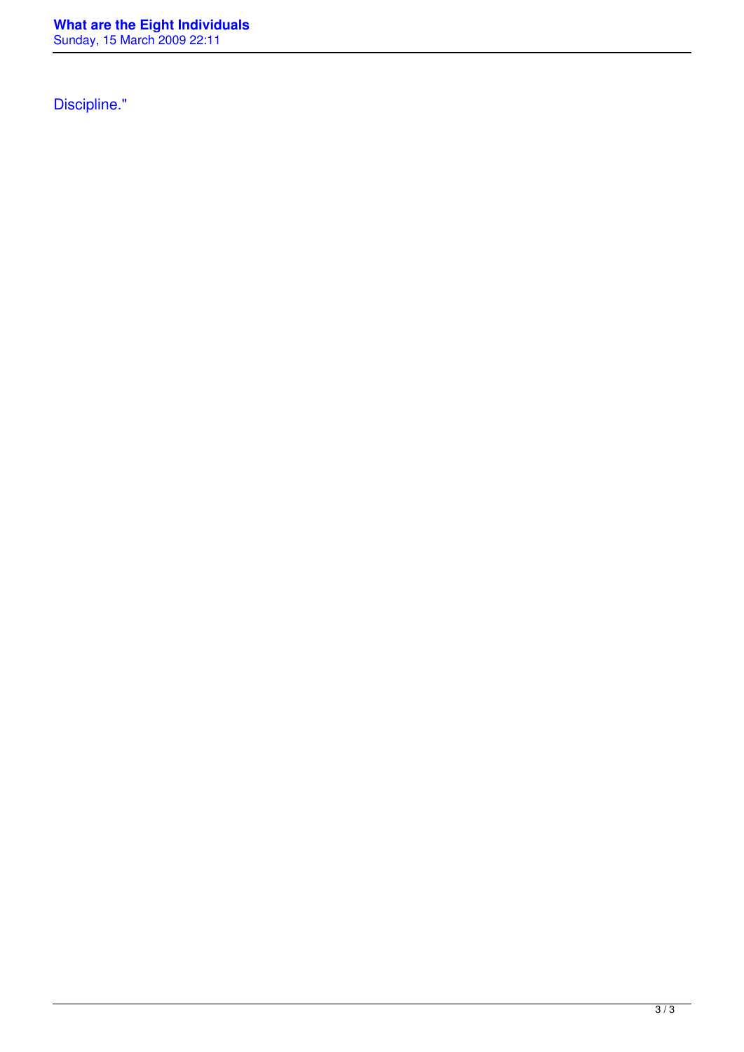Discipline."